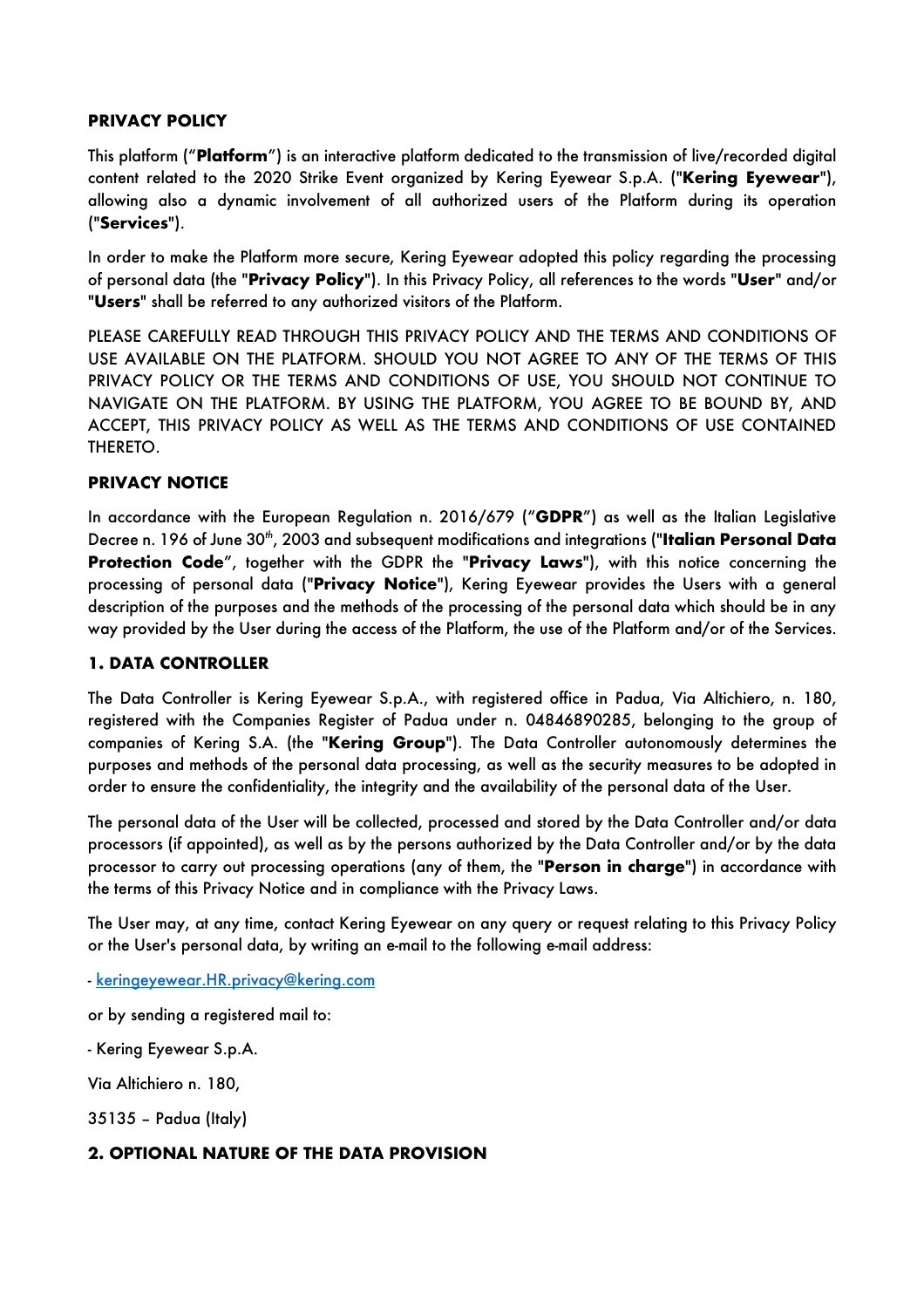# PRIVACY POLICY

This platform ("**Platform**") is an interactive platform dedicated to the transmission of live/recorded digital content related to the 2020 Strike Event organized by Kering Eyewear S.p.A. ("**Kering Eyewear**"), allowing also a dynamic involvement of all authorized users of the Platform during its operation ("**Services**").

In order to make the Platform more secure, Kering Eyewear adopted this policy regarding the processing of personal data (the "**Privacy Policy**"). In this Privacy Policy, all references to the words "**User**" and/or "**Users**" shall be referred to any authorized visitors of the Platform.

PLEASE CAREFULLY READ THROUGH THIS PRIVACY POLICY AND THE TERMS AND CONDITIONS OF USE AVAILABLE ON THE PLATFORM. SHOULD YOU NOT AGREE TO ANY OF THE TERMS OF THIS PRIVACY POLICY OR THE TERMS AND CONDITIONS OF USE, YOU SHOULD NOT CONTINUE TO NAVIGATE ON THE PLATFORM. BY USING THE PLATFORM, YOU AGREE TO BE BOUND BY, AND ACCEPT, THIS PRIVACY POLICY AS WELL AS THE TERMS AND CONDITIONS OF USE CONTAINED THERETO.

## PRIVACY NOTICE

In accordance with the European Regulation n. 2016/679 ("**GDPR**") as well as the Italian Legislative Decree n. 196 of June 30th, 2003 and subsequent modifications and integrations ("**Italian Personal Data Protection Code**", together with the GDPR the "**Privacy Laws**"), with this notice concerning the processing of personal data ("**Privacy Notice**"), Kering Eyewear provides the Users with a general description of the purposes and the methods of the processing of the personal data which should be in any way provided by the User during the access of the Platform, the use of the Platform and/or of the Services.

## 1. DATA CONTROLLER

The Data Controller is Kering Eyewear S.p.A., with registered office in Padua, Via Altichiero, n. 180, registered with the Companies Register of Padua under n. 04846890285, belonging to the group of companies of Kering S.A. (the "**Kering Group**"). The Data Controller autonomously determines the purposes and methods of the personal data processing, as well as the security measures to be adopted in order to ensure the confidentiality, the integrity and the availability of the personal data of the User.

The personal data of the User will be collected, processed and stored by the Data Controller and/or data processors (if appointed), as well as by the persons authorized by the Data Controller and/or by the data processor to carry out processing operations (any of them, the "**Person in charge**") in accordance with the terms of this Privacy Notice and in compliance with the Privacy Laws.

The User may, at any time, contact Kering Eyewear on any query or request relating to this Privacy Policy or the User's personal data, by writing an e-mail to the following e-mail address:

- keringeyewear.HR.privacy@kering.com

or by sending a registered mail to:

- Kering Eyewear S.p.A.

Via Altichiero n. 180,

35135 – Padua (Italy)

## 2. OPTIONAL NATURE OF THE DATA PROVISION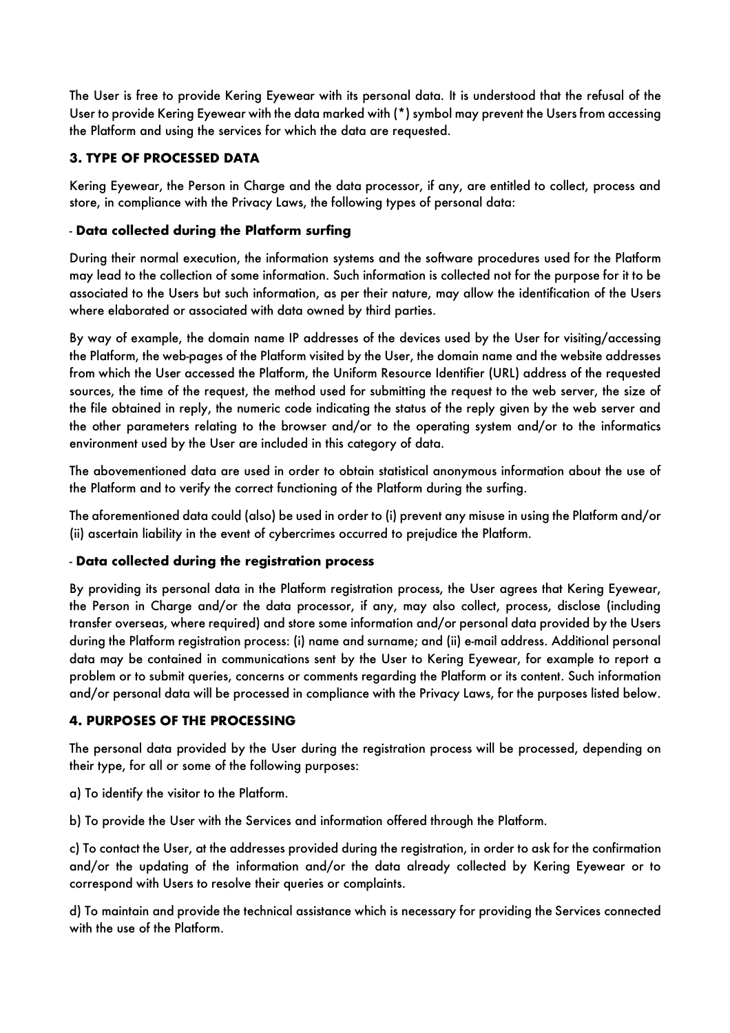The User is free to provide Kering Eyewear with its personal data. It is understood that the refusal of the User to provide Kering Eyewear with the data marked with (*) symbol may prevent the Users from accessing the Platform and using the services for which the data are requested.

### 3. TYPE OF PROCESSED DATA

Kering Eyewear, the Person in Charge and the data processor, if any, are entitled to collect, process and store, in compliance with the Privacy Laws, the following types of personal data:

- **Data collected during the Platform surfing**

During their normal execution, the information systems and the software procedures used for the Platform may lead to the collection of some information. Such information is collected not for the purpose for it to be associated to the Users but such information, as per their nature, may allow the identification of the Users where elaborated or associated with data owned by third parties.

By way of example, the domain name IP addresses of the devices used by the User for visiting/accessing the Platform, the web-pages of the Platform visited by the User, the domain name and the website addresses from which the User accessed the Platform, the Uniform Resource Identifier (URL) address of the requested sources, the time of the request, the method used for submitting the request to the web server, the size of the file obtained in reply, the numeric code indicating the status of the reply given by the web server and the other parameters relating to the browser and/or to the operating system and/or to the informatics environment used by the User are included in this category of data.

The abovementioned data are used in order to obtain statistical anonymous information about the use of the Platform and to verify the correct functioning of the Platform during the surfing.

The aforementioned data could (also) be used in order to (i) prevent any misuse in using the Platform and/or (ii) ascertain liability in the event of cybercrimes occurred to prejudice the Platform.

- **Data collected during the registration process**

By providing its personal data in the Platform registration process, the User agrees that Kering Eyewear, the Person in Charge and/or the data processor, if any, may also collect, process, disclose (including transfer overseas, where required) and store some information and/or personal data provided by the Users during the Platform registration process: (i) name and surname; and (ii) e-mail address. Additional personal data may be contained in communications sent by the User to Kering Eyewear, for example to report a problem or to submit queries, concerns or comments regarding the Platform or its content. Such information and/or personal data will be processed in compliance with the Privacy Laws, for the purposes listed below.

### 4. PURPOSES OF THE PROCESSING

The personal data provided by the User during the registration process will be processed, depending on their type, for all or some of the following purposes:

a) To identify the visitor to the Platform.

b) To provide the User with the Services and information offered through the Platform.

c) To contact the User, at the addresses provided during the registration, in order to ask for the confirmation and/or the updating of the information and/or the data already collected by Kering Eyewear or to correspond with Users to resolve their queries or complaints.

d) To maintain and provide the technical assistance which is necessary for providing the Services connected with the use of the Platform.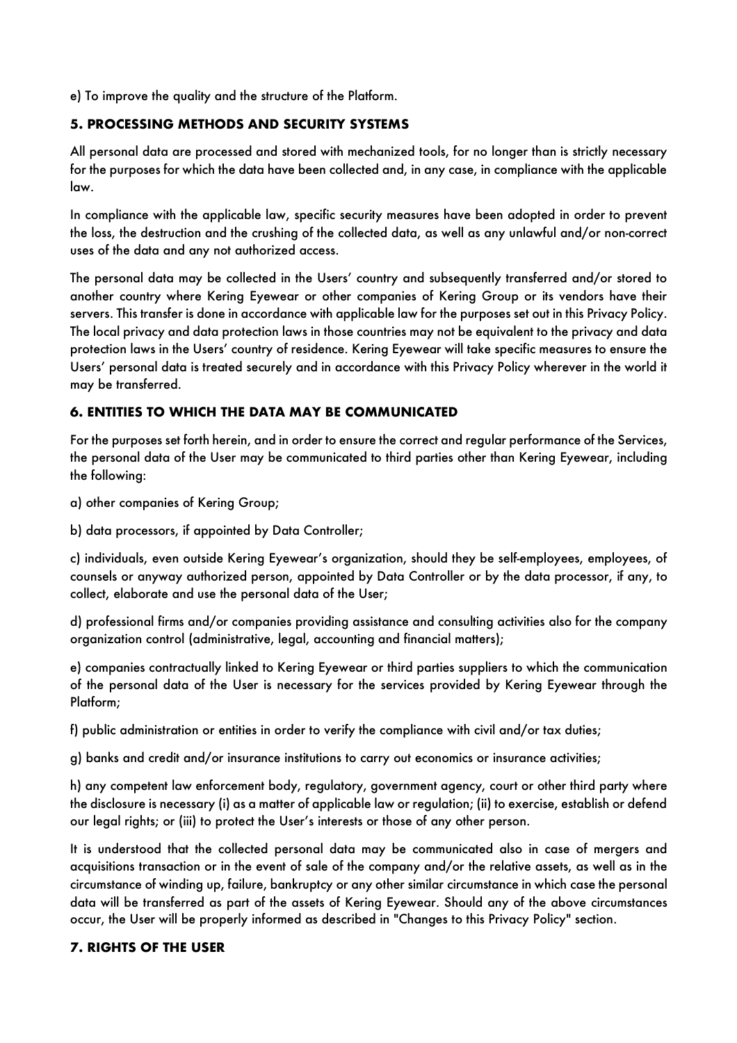e) To improve the quality and the structure of the Platform.

## 5. PROCESSING METHODS AND SECURITY SYSTEMS

All personal data are processed and stored with mechanized tools, for no longer than is strictly necessary for the purposes for which the data have been collected and, in any case, in compliance with the applicable law.

In compliance with the applicable law, specific security measures have been adopted in order to prevent the loss, the destruction and the crushing of the collected data, as well as any unlawful and/or non-correct uses of the data and any not authorized access.

The personal data may be collected in the Users' country and subsequently transferred and/or stored to another country where Kering Eyewear or other companies of Kering Group or its vendors have their servers. This transfer is done in accordance with applicable law for the purposes set out in this Privacy Policy. The local privacy and data protection laws in those countries may not be equivalent to the privacy and data protection laws in the Users' country of residence. Kering Eyewear will take specific measures to ensure the Users' personal data is treated securely and in accordance with this Privacy Policy wherever in the world it may be transferred.

## 6. ENTITIES TO WHICH THE DATA MAY BE COMMUNICATED

For the purposes set forth herein, and in order to ensure the correct and regular performance of the Services, the personal data of the User may be communicated to third parties other than Kering Eyewear, including the following:

a) other companies of Kering Group;

b) data processors, if appointed by Data Controller;

c) individuals, even outside Kering Eyewear's organization, should they be self-employees, employees, of counsels or anyway authorized person, appointed by Data Controller or by the data processor, if any, to collect, elaborate and use the personal data of the User;

d) professional firms and/or companies providing assistance and consulting activities also for the company organization control (administrative, legal, accounting and financial matters);

e) companies contractually linked to Kering Eyewear or third parties suppliers to which the communication of the personal data of the User is necessary for the services provided by Kering Eyewear through the Platform;

f) public administration or entities in order to verify the compliance with civil and/or tax duties;

g) banks and credit and/or insurance institutions to carry out economics or insurance activities;

h) any competent law enforcement body, regulatory, government agency, court or other third party where the disclosure is necessary (i) as a matter of applicable law or regulation; (ii) to exercise, establish or defend our legal rights; or (iii) to protect the User's interests or those of any other person.

It is understood that the collected personal data may be communicated also in case of mergers and acquisitions transaction or in the event of sale of the company and/or the relative assets, as well as in the circumstance of winding up, failure, bankruptcy or any other similar circumstance in which case the personal data will be transferred as part of the assets of Kering Eyewear. Should any of the above circumstances occur, the User will be properly informed as described in "Changes to this Privacy Policy" section.

## 7. RIGHTS OF THE USER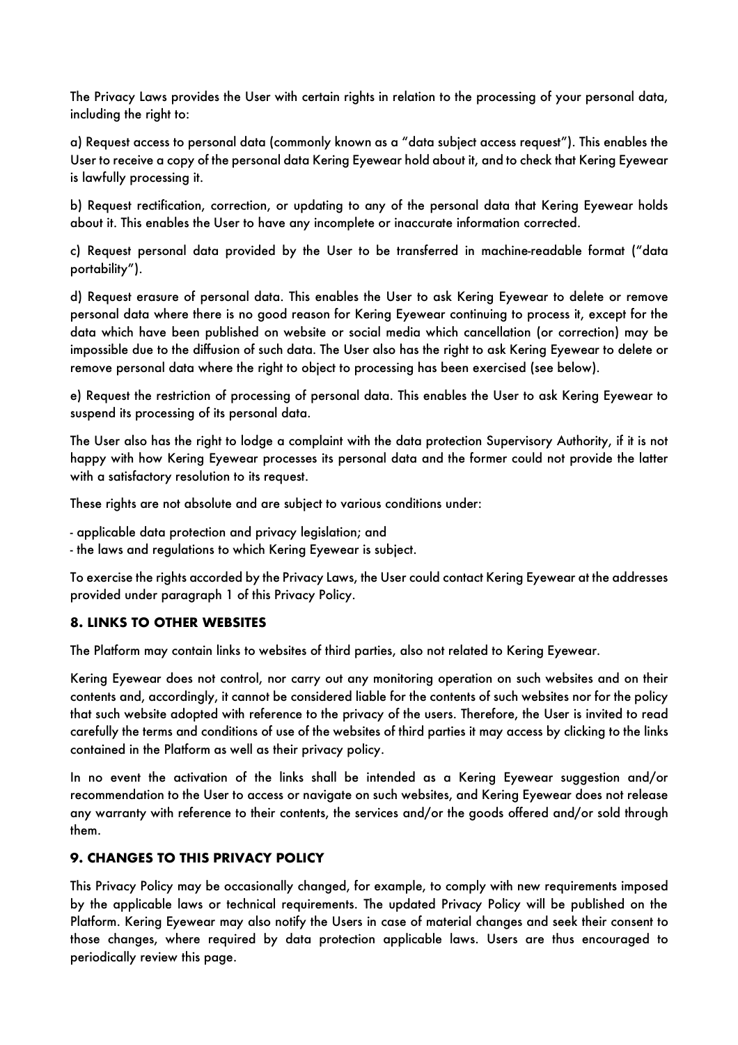The Privacy Laws provides the User with certain rights in relation to the processing of your personal data, including the right to:

a) Request access to personal data (commonly known as a "data subject access request"). This enables the User to receive a copy of the personal data Kering Eyewear hold about it, and to check that Kering Eyewear is lawfully processing it.

b) Request rectification, correction, or updating to any of the personal data that Kering Eyewear holds about it. This enables the User to have any incomplete or inaccurate information corrected.

c) Request personal data provided by the User to be transferred in machine-readable format ("data portability").

d) Request erasure of personal data. This enables the User to ask Kering Eyewear to delete or remove personal data where there is no good reason for Kering Eyewear continuing to process it, except for the data which have been published on website or social media which cancellation (or correction) may be impossible due to the diffusion of such data. The User also has the right to ask Kering Eyewear to delete or remove personal data where the right to object to processing has been exercised (see below).

e) Request the restriction of processing of personal data. This enables the User to ask Kering Eyewear to suspend its processing of its personal data.

The User also has the right to lodge a complaint with the data protection Supervisory Authority, if it is not happy with how Kering Eyewear processes its personal data and the former could not provide the latter with a satisfactory resolution to its request.

These rights are not absolute and are subject to various conditions under:

- applicable data protection and privacy legislation; and
- the laws and regulations to which Kering Eyewear is subject.

To exercise the rights accorded by the Privacy Laws, the User could contact Kering Eyewear at the addresses provided under paragraph 1 of this Privacy Policy.

## 8. LINKS TO OTHER WEBSITES

The Platform may contain links to websites of third parties, also not related to Kering Eyewear.

Kering Eyewear does not control, nor carry out any monitoring operation on such websites and on their contents and, accordingly, it cannot be considered liable for the contents of such websites nor for the policy that such website adopted with reference to the privacy of the users. Therefore, the User is invited to read carefully the terms and conditions of use of the websites of third parties it may access by clicking to the links contained in the Platform as well as their privacy policy.

In no event the activation of the links shall be intended as a Kering Eyewear suggestion and/or recommendation to the User to access or navigate on such websites, and Kering Eyewear does not release any warranty with reference to their contents, the services and/or the goods offered and/or sold through them.

## 9. CHANGES TO THIS PRIVACY POLICY

This Privacy Policy may be occasionally changed, for example, to comply with new requirements imposed by the applicable laws or technical requirements. The updated Privacy Policy will be published on the Platform. Kering Eyewear may also notify the Users in case of material changes and seek their consent to those changes, where required by data protection applicable laws. Users are thus encouraged to periodically review this page.